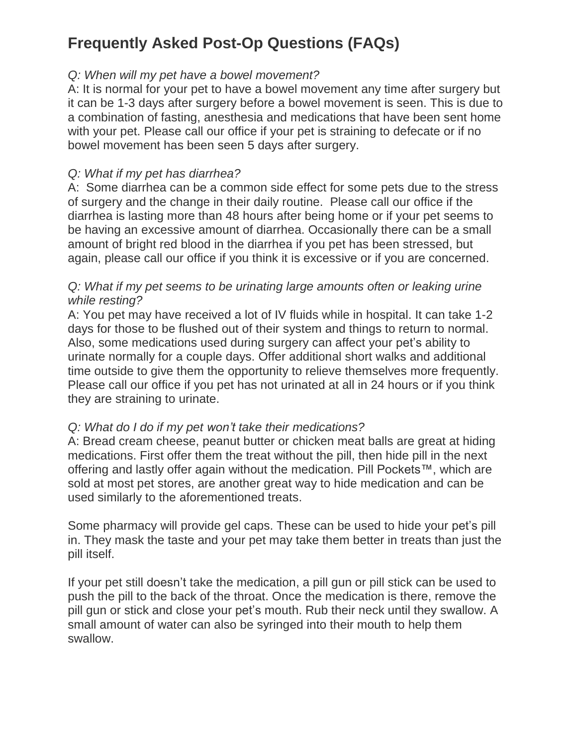# Frequently Asked Post-Op Questions (FAQs)

*Q: When will my pet have a bowel movement?*
A: It is normal for your pet to have a bowel movement any time after surgery but it can be 1-3 days after surgery before a bowel movement is seen. This is due to a combination of fasting, anesthesia and medications that have been sent home with your pet. Please call our office if your pet is straining to defecate or if no bowel movement has been seen 5 days after surgery.

*Q: What if my pet has diarrhea?*
A: Some diarrhea can be a common side effect for some pets due to the stress of surgery and the change in their daily routine. Please call our office if the diarrhea is lasting more than 48 hours after being home or if your pet seems to be having an excessive amount of diarrhea. Occasionally there can be a small amount of bright red blood in the diarrhea if you pet has been stressed, but again, please call our office if you think it is excessive or if you are concerned.

*Q: What if my pet seems to be urinating large amounts often or leaking urine while resting?*
A: You pet may have received a lot of IV fluids while in hospital. It can take 1-2 days for those to be flushed out of their system and things to return to normal. Also, some medications used during surgery can affect your pet's ability to urinate normally for a couple days. Offer additional short walks and additional time outside to give them the opportunity to relieve themselves more frequently. Please call our office if you pet has not urinated at all in 24 hours or if you think they are straining to urinate.

*Q: What do I do if my pet won't take their medications?*
A: Bread cream cheese, peanut butter or chicken meat balls are great at hiding medications. First offer them the treat without the pill, then hide pill in the next offering and lastly offer again without the medication. Pill Pockets™, which are sold at most pet stores, are another great way to hide medication and can be used similarly to the aforementioned treats.

Some pharmacy will provide gel caps. These can be used to hide your pet's pill in. They mask the taste and your pet may take them better in treats than just the pill itself.

If your pet still doesn't take the medication, a pill gun or pill stick can be used to push the pill to the back of the throat. Once the medication is there, remove the pill gun or stick and close your pet's mouth. Rub their neck until they swallow. A small amount of water can also be syringed into their mouth to help them swallow.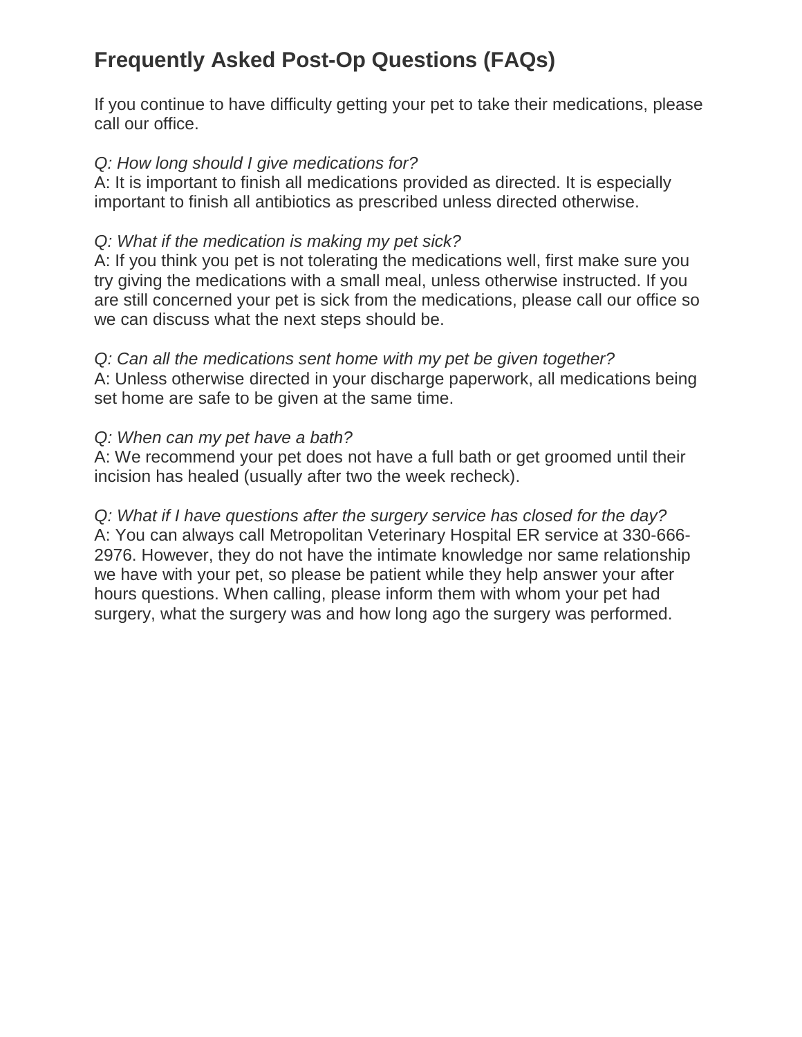## Frequently Asked Post-Op Questions (FAQs)

If you continue to have difficulty getting your pet to take their medications, please call our office.

*Q: How long should I give medications for?*
A: It is important to finish all medications provided as directed. It is especially important to finish all antibiotics as prescribed unless directed otherwise.

*Q: What if the medication is making my pet sick?*
A: If you think you pet is not tolerating the medications well, first make sure you try giving the medications with a small meal, unless otherwise instructed. If you are still concerned your pet is sick from the medications, please call our office so we can discuss what the next steps should be.

*Q: Can all the medications sent home with my pet be given together?*
A: Unless otherwise directed in your discharge paperwork, all medications being set home are safe to be given at the same time.

*Q: When can my pet have a bath?*
A: We recommend your pet does not have a full bath or get groomed until their incision has healed (usually after two the week recheck).

*Q: What if I have questions after the surgery service has closed for the day?*
A: You can always call Metropolitan Veterinary Hospital ER service at 330-666-2976. However, they do not have the intimate knowledge nor same relationship we have with your pet, so please be patient while they help answer your after hours questions. When calling, please inform them with whom your pet had surgery, what the surgery was and how long ago the surgery was performed.